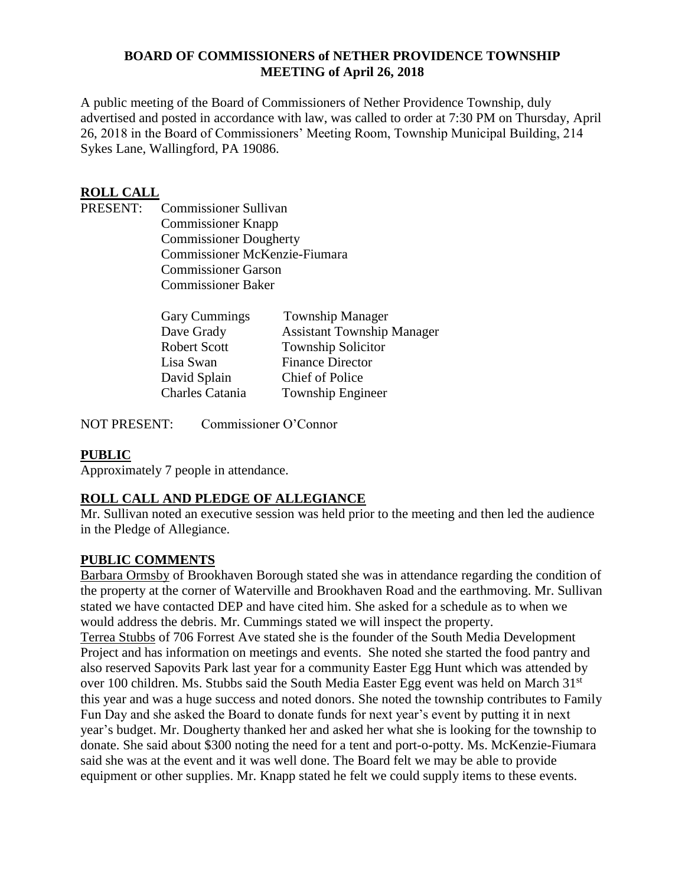# BOARD OF COMMISSIONERS of NETHER PROVIDENCE TOWNSHIP
## MEETING of April 26, 2018

A public meeting of the Board of Commissioners of Nether Providence Township, duly advertised and posted in accordance with law, was called to order at 7:30 PM on Thursday, April 26, 2018 in the Board of Commissioners' Meeting Room, Township Municipal Building, 214 Sykes Lane, Wallingford, PA 19086.

## ROLL CALL

PRESENT: Commissioner Sullivan
Commissioner Knapp
Commissioner Dougherty
Commissioner McKenzie-Fiumara
Commissioner Garson
Commissioner Baker

| | |
|---|---|
| Gary Cummings | Township Manager |
| Dave Grady | Assistant Township Manager |
| Robert Scott | Township Solicitor |
| Lisa Swan | Finance Director |
| David Splain | Chief of Police |
| Charles Catania | Township Engineer |

NOT PRESENT: Commissioner O'Connor

## PUBLIC

Approximately 7 people in attendance.

## ROLL CALL AND PLEDGE OF ALLEGIANCE

Mr. Sullivan noted an executive session was held prior to the meeting and then led the audience in the Pledge of Allegiance.

## PUBLIC COMMENTS

Barbara Ormsby of Brookhaven Borough stated she was in attendance regarding the condition of the property at the corner of Waterville and Brookhaven Road and the earthmoving. Mr. Sullivan stated we have contacted DEP and have cited him. She asked for a schedule as to when we would address the debris. Mr. Cummings stated we will inspect the property.

Terrea Stubbs of 706 Forrest Ave stated she is the founder of the South Media Development Project and has information on meetings and events. She noted she started the food pantry and also reserved Sapovits Park last year for a community Easter Egg Hunt which was attended by over 100 children. Ms. Stubbs said the South Media Easter Egg event was held on March 31st this year and was a huge success and noted donors. She noted the township contributes to Family Fun Day and she asked the Board to donate funds for next year's event by putting it in next year's budget. Mr. Dougherty thanked her and asked her what she is looking for the township to donate. She said about $300 noting the need for a tent and port-o-potty. Ms. McKenzie-Fiumara said she was at the event and it was well done. The Board felt we may be able to provide equipment or other supplies. Mr. Knapp stated he felt we could supply items to these events.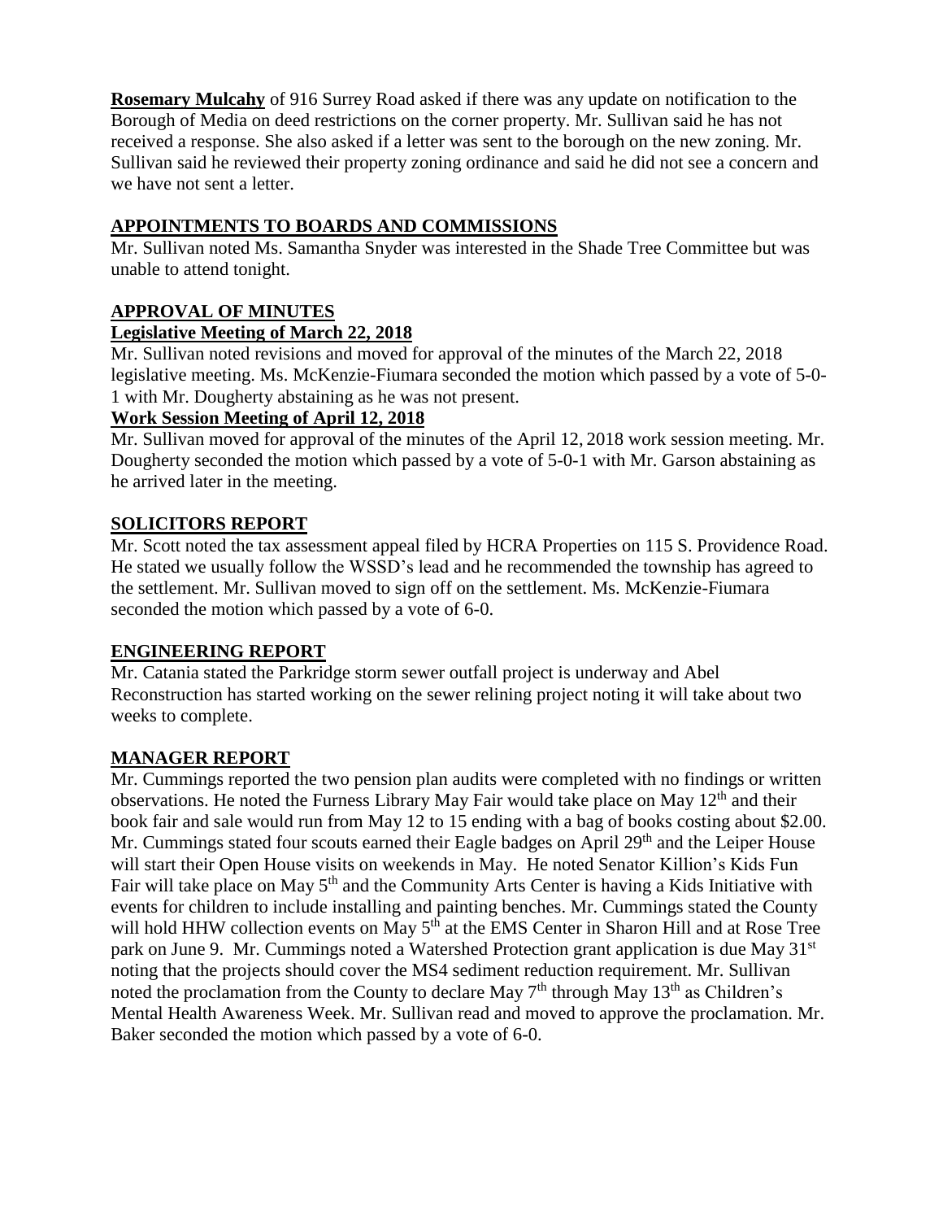**Rosemary Mulcahy** of 916 Surrey Road asked if there was any update on notification to the Borough of Media on deed restrictions on the corner property. Mr. Sullivan said he has not received a response. She also asked if a letter was sent to the borough on the new zoning. Mr. Sullivan said he reviewed their property zoning ordinance and said he did not see a concern and we have not sent a letter.

## APPOINTMENTS TO BOARDS AND COMMISSIONS

Mr. Sullivan noted Ms. Samantha Snyder was interested in the Shade Tree Committee but was unable to attend tonight.

## APPROVAL OF MINUTES

### Legislative Meeting of March 22, 2018

Mr. Sullivan noted revisions and moved for approval of the minutes of the March 22, 2018 legislative meeting. Ms. McKenzie-Fiumara seconded the motion which passed by a vote of 5-0-1 with Mr. Dougherty abstaining as he was not present.

### Work Session Meeting of April 12, 2018

Mr. Sullivan moved for approval of the minutes of the April 12, 2018 work session meeting. Mr. Dougherty seconded the motion which passed by a vote of 5-0-1 with Mr. Garson abstaining as he arrived later in the meeting.

## SOLICITORS REPORT

Mr. Scott noted the tax assessment appeal filed by HCRA Properties on 115 S. Providence Road. He stated we usually follow the WSSD's lead and he recommended the township has agreed to the settlement. Mr. Sullivan moved to sign off on the settlement. Ms. McKenzie-Fiumara seconded the motion which passed by a vote of 6-0.

## ENGINEERING REPORT

Mr. Catania stated the Parkridge storm sewer outfall project is underway and Abel Reconstruction has started working on the sewer relining project noting it will take about two weeks to complete.

## MANAGER REPORT

Mr. Cummings reported the two pension plan audits were completed with no findings or written observations. He noted the Furness Library May Fair would take place on May 12th and their book fair and sale would run from May 12 to 15 ending with a bag of books costing about $2.00. Mr. Cummings stated four scouts earned their Eagle badges on April 29th and the Leiper House will start their Open House visits on weekends in May. He noted Senator Killion's Kids Fun Fair will take place on May 5th and the Community Arts Center is having a Kids Initiative with events for children to include installing and painting benches. Mr. Cummings stated the County will hold HHW collection events on May 5th at the EMS Center in Sharon Hill and at Rose Tree park on June 9. Mr. Cummings noted a Watershed Protection grant application is due May 31st noting that the projects should cover the MS4 sediment reduction requirement. Mr. Sullivan noted the proclamation from the County to declare May 7th through May 13th as Children's Mental Health Awareness Week. Mr. Sullivan read and moved to approve the proclamation. Mr. Baker seconded the motion which passed by a vote of 6-0.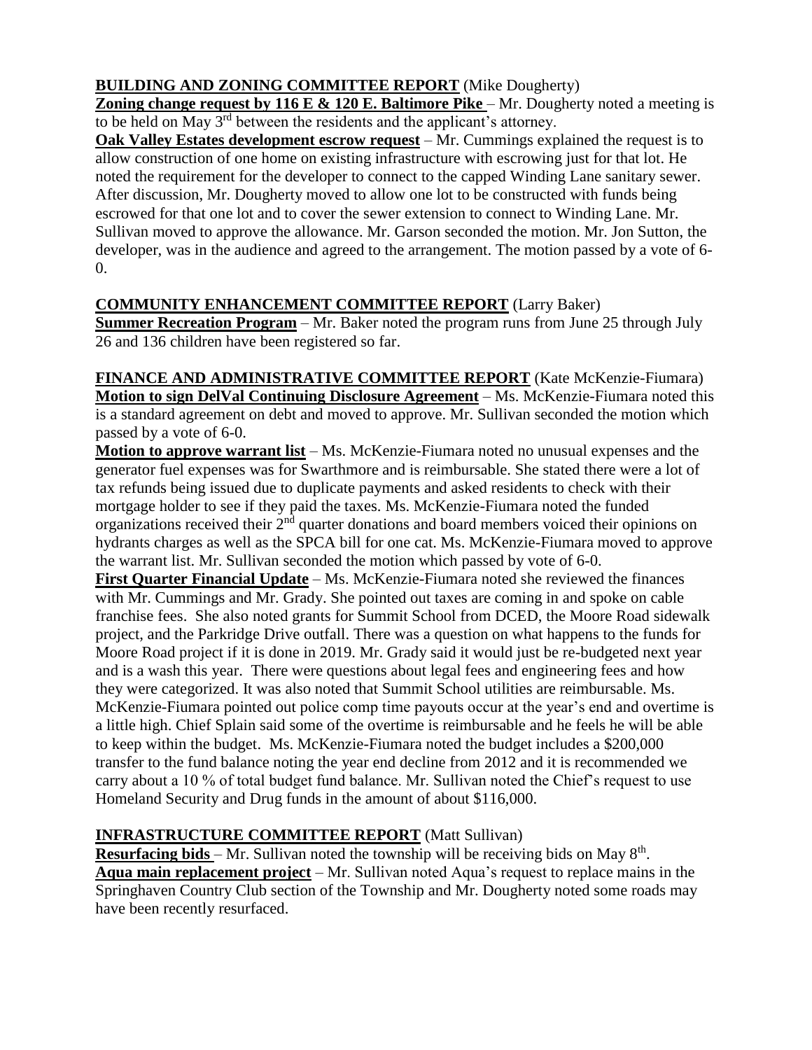**BUILDING AND ZONING COMMITTEE REPORT** (Mike Dougherty)

**Zoning change request by 116 E & 120 E. Baltimore Pike** – Mr. Dougherty noted a meeting is to be held on May 3rd between the residents and the applicant's attorney.

**Oak Valley Estates development escrow request** – Mr. Cummings explained the request is to allow construction of one home on existing infrastructure with escrowing just for that lot. He noted the requirement for the developer to connect to the capped Winding Lane sanitary sewer. After discussion, Mr. Dougherty moved to allow one lot to be constructed with funds being escrowed for that one lot and to cover the sewer extension to connect to Winding Lane. Mr. Sullivan moved to approve the allowance. Mr. Garson seconded the motion. Mr. Jon Sutton, the developer, was in the audience and agreed to the arrangement. The motion passed by a vote of 6-0.

**COMMUNITY ENHANCEMENT COMMITTEE REPORT** (Larry Baker)

**Summer Recreation Program** – Mr. Baker noted the program runs from June 25 through July 26 and 136 children have been registered so far.

**FINANCE AND ADMINISTRATIVE COMMITTEE REPORT** (Kate McKenzie-Fiumara)

**Motion to sign DelVal Continuing Disclosure Agreement** – Ms. McKenzie-Fiumara noted this is a standard agreement on debt and moved to approve. Mr. Sullivan seconded the motion which passed by a vote of 6-0.

**Motion to approve warrant list** – Ms. McKenzie-Fiumara noted no unusual expenses and the generator fuel expenses was for Swarthmore and is reimbursable. She stated there were a lot of tax refunds being issued due to duplicate payments and asked residents to check with their mortgage holder to see if they paid the taxes. Ms. McKenzie-Fiumara noted the funded organizations received their 2nd quarter donations and board members voiced their opinions on hydrants charges as well as the SPCA bill for one cat. Ms. McKenzie-Fiumara moved to approve the warrant list. Mr. Sullivan seconded the motion which passed by vote of 6-0.

**First Quarter Financial Update** – Ms. McKenzie-Fiumara noted she reviewed the finances with Mr. Cummings and Mr. Grady. She pointed out taxes are coming in and spoke on cable franchise fees. She also noted grants for Summit School from DCED, the Moore Road sidewalk project, and the Parkridge Drive outfall. There was a question on what happens to the funds for Moore Road project if it is done in 2019. Mr. Grady said it would just be re-budgeted next year and is a wash this year. There were questions about legal fees and engineering fees and how they were categorized. It was also noted that Summit School utilities are reimbursable. Ms. McKenzie-Fiumara pointed out police comp time payouts occur at the year's end and overtime is a little high. Chief Splain said some of the overtime is reimbursable and he feels he will be able to keep within the budget. Ms. McKenzie-Fiumara noted the budget includes a $200,000 transfer to the fund balance noting the year end decline from 2012 and it is recommended we carry about a 10 % of total budget fund balance. Mr. Sullivan noted the Chief's request to use Homeland Security and Drug funds in the amount of about $116,000.

**INFRASTRUCTURE COMMITTEE REPORT** (Matt Sullivan)

**Resurfacing bids** – Mr. Sullivan noted the township will be receiving bids on May 8th.

**Aqua main replacement project** – Mr. Sullivan noted Aqua's request to replace mains in the Springhaven Country Club section of the Township and Mr. Dougherty noted some roads may have been recently resurfaced.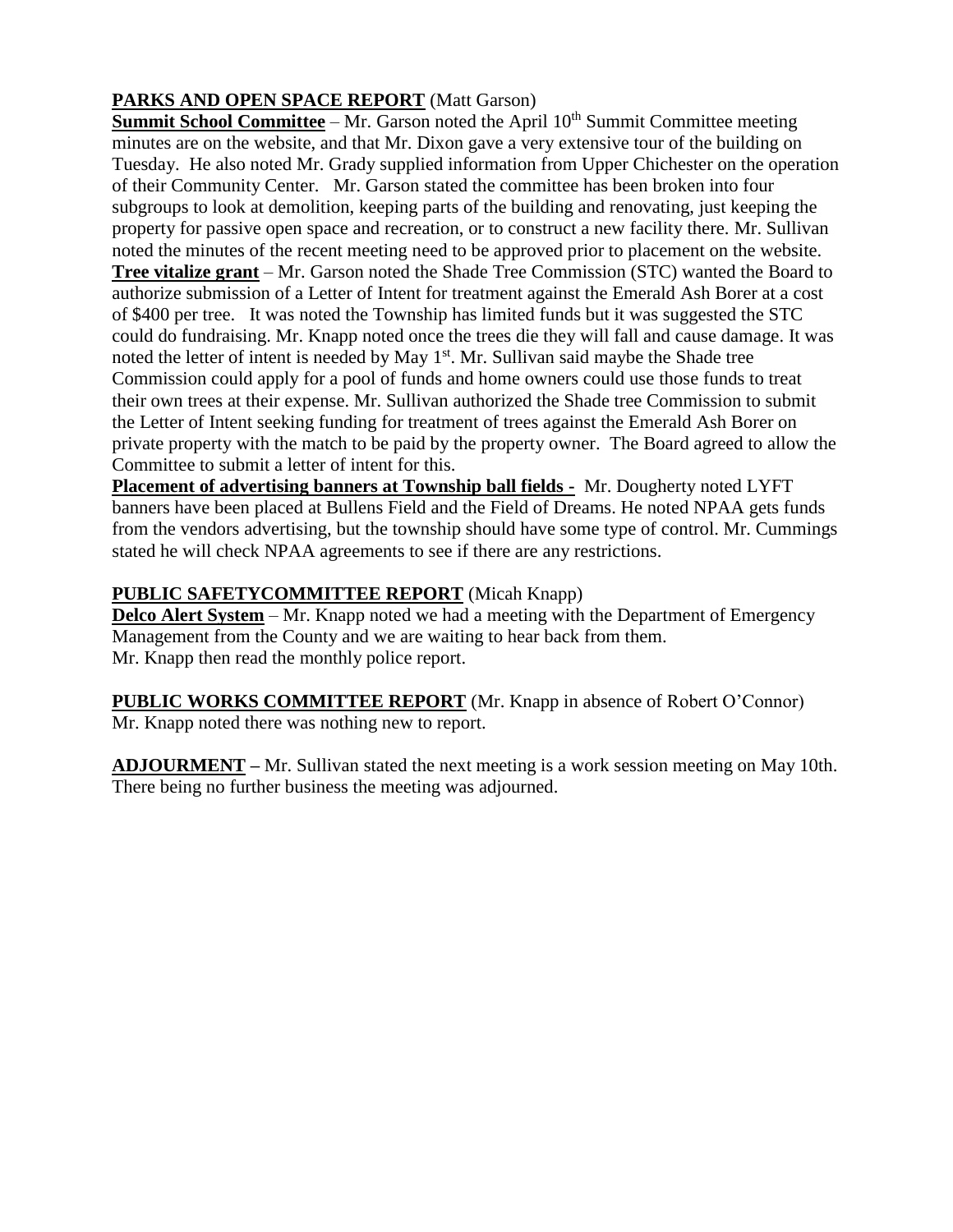**PARKS AND OPEN SPACE REPORT** (Matt Garson)

**Summit School Committee** – Mr. Garson noted the April 10th Summit Committee meeting minutes are on the website, and that Mr. Dixon gave a very extensive tour of the building on Tuesday. He also noted Mr. Grady supplied information from Upper Chichester on the operation of their Community Center. Mr. Garson stated the committee has been broken into four subgroups to look at demolition, keeping parts of the building and renovating, just keeping the property for passive open space and recreation, or to construct a new facility there. Mr. Sullivan noted the minutes of the recent meeting need to be approved prior to placement on the website.

**Tree vitalize grant** – Mr. Garson noted the Shade Tree Commission (STC) wanted the Board to authorize submission of a Letter of Intent for treatment against the Emerald Ash Borer at a cost of $400 per tree. It was noted the Township has limited funds but it was suggested the STC could do fundraising. Mr. Knapp noted once the trees die they will fall and cause damage. It was noted the letter of intent is needed by May 1st. Mr. Sullivan said maybe the Shade tree Commission could apply for a pool of funds and home owners could use those funds to treat their own trees at their expense. Mr. Sullivan authorized the Shade tree Commission to submit the Letter of Intent seeking funding for treatment of trees against the Emerald Ash Borer on private property with the match to be paid by the property owner. The Board agreed to allow the Committee to submit a letter of intent for this.

**Placement of advertising banners at Township ball fields -** Mr. Dougherty noted LYFT banners have been placed at Bullens Field and the Field of Dreams. He noted NPAA gets funds from the vendors advertising, but the township should have some type of control. Mr. Cummings stated he will check NPAA agreements to see if there are any restrictions.

**PUBLIC SAFETYCOMMITTEE REPORT** (Micah Knapp)

**Delco Alert System** – Mr. Knapp noted we had a meeting with the Department of Emergency Management from the County and we are waiting to hear back from them.
Mr. Knapp then read the monthly police report.

**PUBLIC WORKS COMMITTEE REPORT** (Mr. Knapp in absence of Robert O'Connor)
Mr. Knapp noted there was nothing new to report.

**ADJOURMENT –** Mr. Sullivan stated the next meeting is a work session meeting on May 10th. There being no further business the meeting was adjourned.